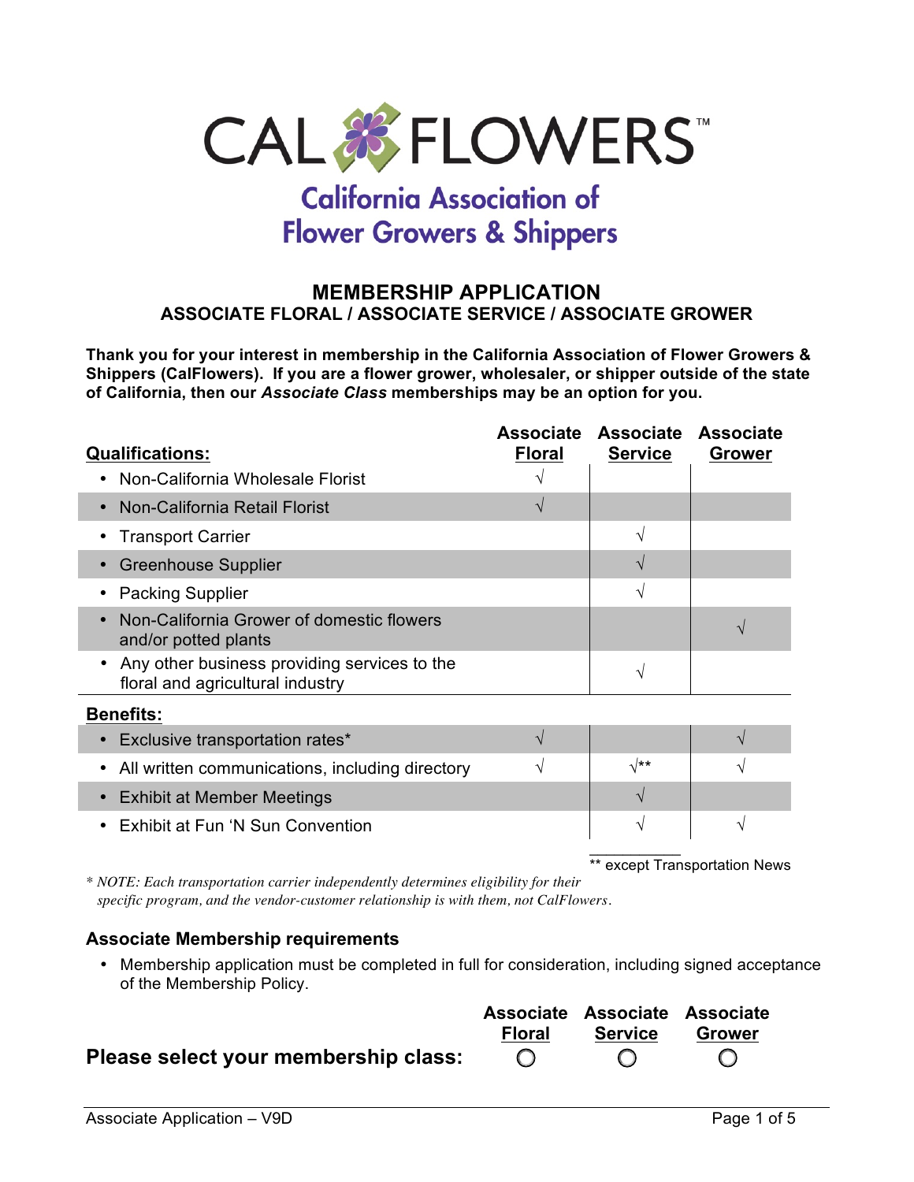# CAL FLOWERS™

## California Association of Flower Growers & Shippers

## MEMBERSHIP APPLICATION

### ASSOCIATE FLORAL / ASSOCIATE SERVICE / ASSOCIATE GROWER

**Thank you for your interest in membership in the California Association of Flower Growers & Shippers (CalFlowers). If you are a flower grower, wholesaler, or shipper outside of the state of California, then our *Associate Class* memberships may be an option for you.**

| **Qualifications:** | **Associate Floral** | **Associate Service** | **Associate Grower** |
|---|---|---|---|
| • Non-California Wholesale Florist | √ | | |
| • Non-California Retail Florist | √ | | |
| • Transport Carrier | | √ | |
| • Greenhouse Supplier | | √ | |
| • Packing Supplier | | √ | |
| • Non-California Grower of domestic flowers and/or potted plants | | | √ |
| • Any other business providing services to the floral and agricultural industry | | √ | |
| **Benefits:** | | | |
| • Exclusive transportation rates* | √ | | √ |
| • All written communications, including directory | √ | √** | √ |
| • Exhibit at Member Meetings | | √ | |
| • Exhibit at Fun 'N Sun Convention | | √ | √ |

** except Transportation News

*\* NOTE: Each transportation carrier independently determines eligibility for their specific program, and the vendor-customer relationship is with them, not CalFlowers.*

### Associate Membership requirements

- Membership application must be completed in full for consideration, including signed acceptance of the Membership Policy.

| | **Associate Floral** | **Associate Service** | **Associate Grower** |
|---|---|---|---|
| **Please select your membership class:** | ○ | ○ | ○ |

Associate Application – V9D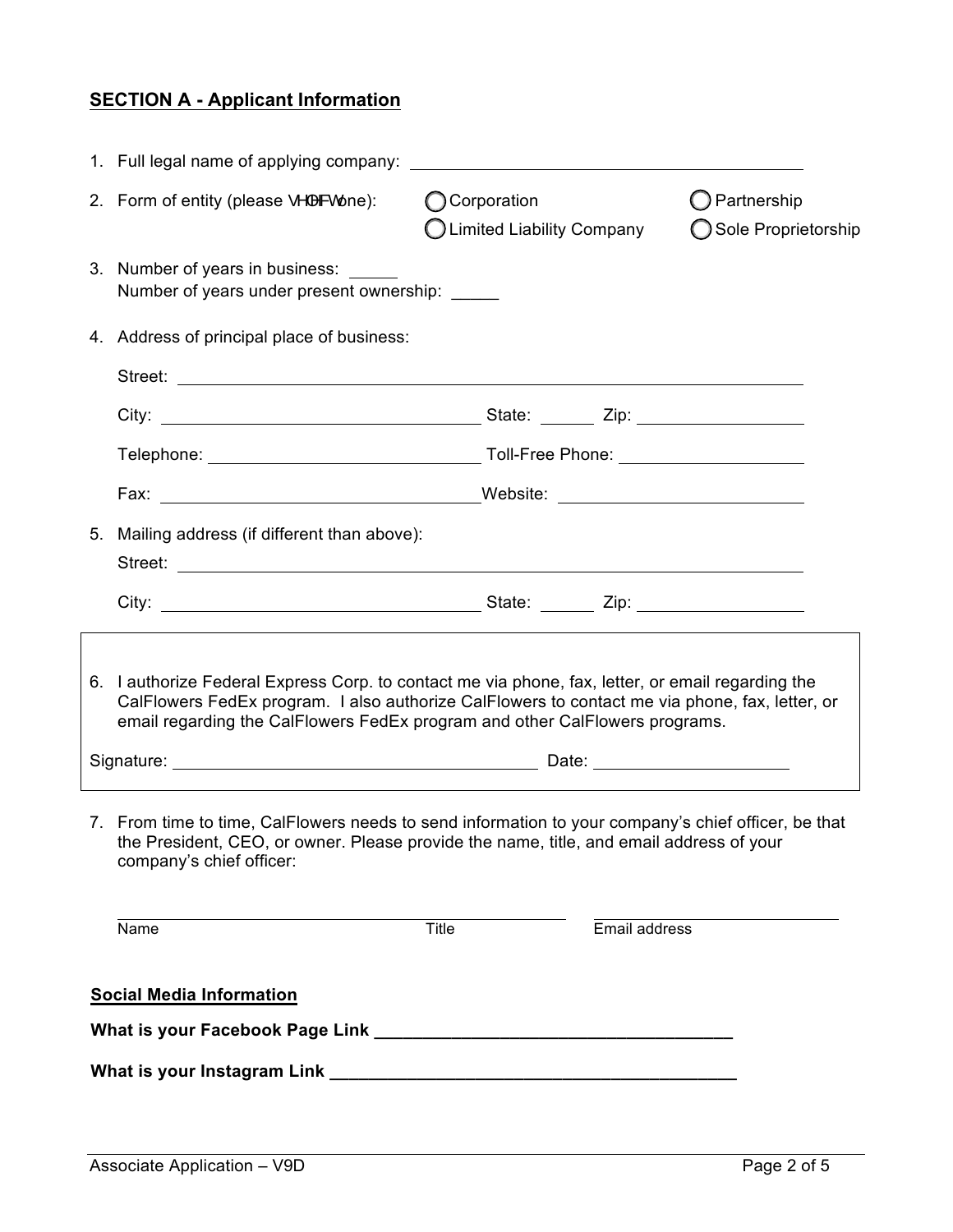## SECTION A - Applicant Information

1. Full legal name of applying company: ______________________________

2. Form of entity (please VHOHFW one):
   - ◯ Corporation
   - ◯ Partnership
   - ◯ Limited Liability Company
   - ◯ Sole Proprietorship

3. Number of years in business: _____
   Number of years under present ownership: _____

4. Address of principal place of business:

   Street: ______________________________

   City: ______________________________ State: ______ Zip: ______________

   Telephone: ______________________________ Toll-Free Phone: ______________

   Fax: ______________________________ Website: ______________________________

5. Mailing address (if different than above):

   Street: ______________________________

   City: ______________________________ State: ______ Zip: ______________

6. I authorize Federal Express Corp. to contact me via phone, fax, letter, or email regarding the CalFlowers FedEx program. I also authorize CalFlowers to contact me via phone, fax, letter, or email regarding the CalFlowers FedEx program and other CalFlowers programs.

   Signature: ______________________________ Date: ______________

7. From time to time, CalFlowers needs to send information to your company's chief officer, be that the President, CEO, or owner. Please provide the name, title, and email address of your company's chief officer:

   ______________________________ ______________________________

   Name Title Email address

### Social Media Information

**What is your Facebook Page Link ______________________________________**

**What is your Instagram Link ___________________________________________**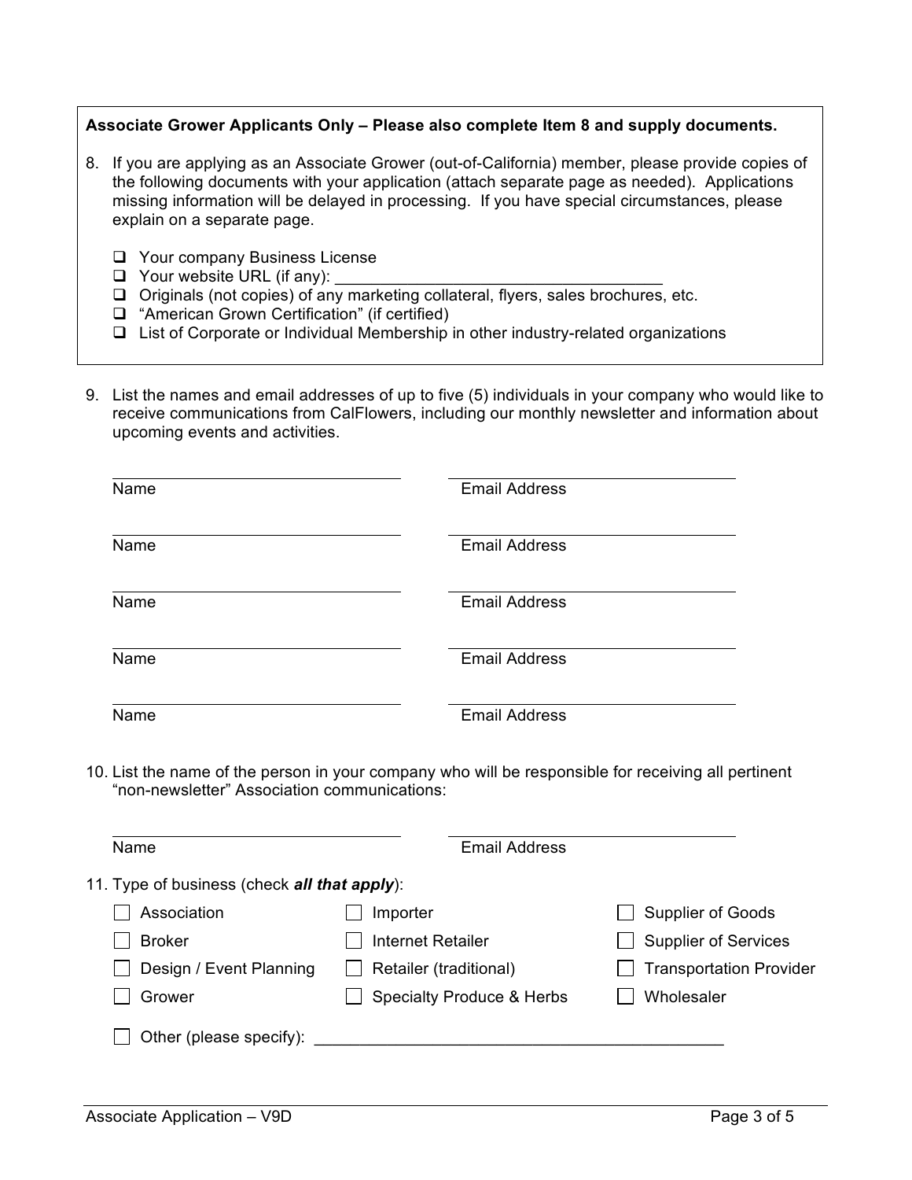**Associate Grower Applicants Only – Please also complete Item 8 and supply documents.**

8. If you are applying as an Associate Grower (out-of-California) member, please provide copies of the following documents with your application (attach separate page as needed). Applications missing information will be delayed in processing. If you have special circumstances, please explain on a separate page.

   - ☐ Your company Business License
   - ☐ Your website URL (if any): ___________________________________
   - ☐ Originals (not copies) of any marketing collateral, flyers, sales brochures, etc.
   - ☐ "American Grown Certification" (if certified)
   - ☐ List of Corporate or Individual Membership in other industry-related organizations

9. List the names and email addresses of up to five (5) individuals in your company who would like to receive communications from CalFlowers, including our monthly newsletter and information about upcoming events and activities.

| Name | Email Address |
|---|---|
| ______________________ | ______________________ |
| ______________________ | ______________________ |
| ______________________ | ______________________ |
| ______________________ | ______________________ |
| ______________________ | ______________________ |

10. List the name of the person in your company who will be responsible for receiving all pertinent "non-newsletter" Association communications:

| Name | Email Address |
|---|---|
| ______________________ | ______________________ |

11. Type of business (check ***all that apply***):

| | | |
|---|---|---|
| ☐ Association | ☐ Importer | ☐ Supplier of Goods |
| ☐ Broker | ☐ Internet Retailer | ☐ Supplier of Services |
| ☐ Design / Event Planning | ☐ Retailer (traditional) | ☐ Transportation Provider |
| ☐ Grower | ☐ Specialty Produce & Herbs | ☐ Wholesaler |

☐ Other (please specify): ___________________________________________

Associate Application – V9D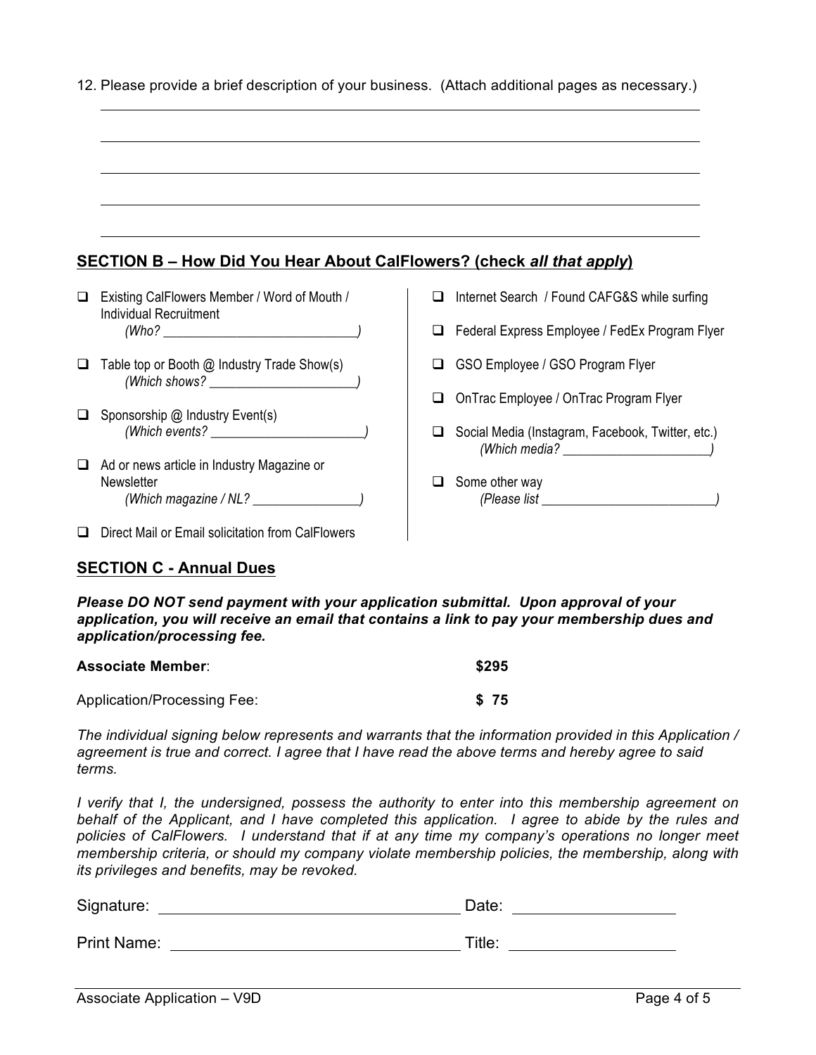12. Please provide a brief description of your business. (Attach additional pages as necessary.)

______________________________________________________________________________

______________________________________________________________________________

______________________________________________________________________________

______________________________________________________________________________

______________________________________________________________________________

## SECTION B – How Did You Hear About CalFlowers? (check *all that apply*)

- ☐ Existing CalFlowers Member / Word of Mouth / Individual Recruitment
  *(Who? ____________________________)*
- ☐ Table top or Booth @ Industry Trade Show(s)
  *(Which shows? ______________________)*
- ☐ Sponsorship @ Industry Event(s)
  *(Which events? ______________________)*
- ☐ Ad or news article in Industry Magazine or Newsletter
  *(Which magazine / NL? ________________)*
- ☐ Direct Mail or Email solicitation from CalFlowers
- ☐ Internet Search / Found CAFG&S while surfing
- ☐ Federal Express Employee / FedEx Program Flyer
- ☐ GSO Employee / GSO Program Flyer
- ☐ OnTrac Employee / OnTrac Program Flyer
- ☐ Social Media (Instagram, Facebook, Twitter, etc.)
  *(Which media? ______________________)*
- ☐ Some other way
  *(Please list _________________________)*

## SECTION C - Annual Dues

***Please DO NOT send payment with your application submittal. Upon approval of your application, you will receive an email that contains a link to pay your membership dues and application/processing fee.***

**Associate Member**: **$295**

Application/Processing Fee: **$ 75**

*The individual signing below represents and warrants that the information provided in this Application / agreement is true and correct. I agree that I have read the above terms and hereby agree to said terms.*

*I verify that I, the undersigned, possess the authority to enter into this membership agreement on behalf of the Applicant, and I have completed this application. I agree to abide by the rules and policies of CalFlowers. I understand that if at any time my company's operations no longer meet membership criteria, or should my company violate membership policies, the membership, along with its privileges and benefits, may be revoked.*

Signature: ________________________________ Date: ____________________

Print Name: ________________________________ Title: ____________________

Associate Application – V9D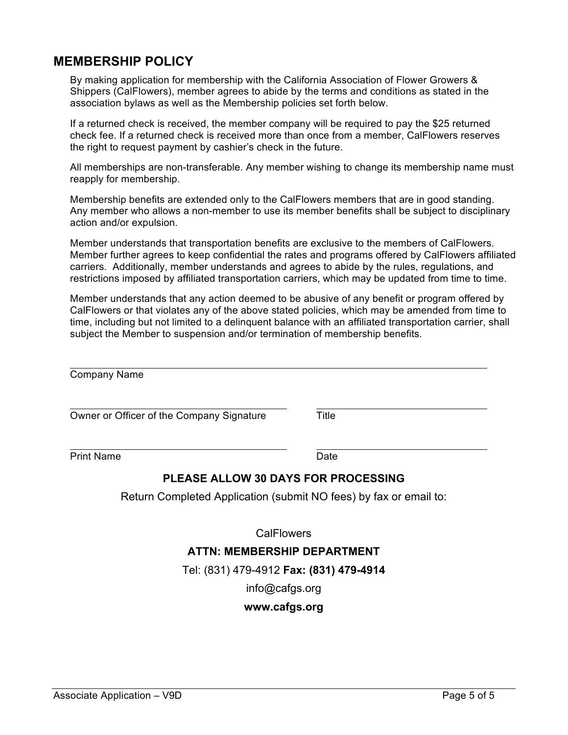## MEMBERSHIP POLICY

By making application for membership with the California Association of Flower Growers & Shippers (CalFlowers), member agrees to abide by the terms and conditions as stated in the association bylaws as well as the Membership policies set forth below.

If a returned check is received, the member company will be required to pay the $25 returned check fee. If a returned check is received more than once from a member, CalFlowers reserves the right to request payment by cashier's check in the future.

All memberships are non-transferable. Any member wishing to change its membership name must reapply for membership.

Membership benefits are extended only to the CalFlowers members that are in good standing. Any member who allows a non-member to use its member benefits shall be subject to disciplinary action and/or expulsion.

Member understands that transportation benefits are exclusive to the members of CalFlowers. Member further agrees to keep confidential the rates and programs offered by CalFlowers affiliated carriers. Additionally, member understands and agrees to abide by the rules, regulations, and restrictions imposed by affiliated transportation carriers, which may be updated from time to time.

Member understands that any action deemed to be abusive of any benefit or program offered by CalFlowers or that violates any of the above stated policies, which may be amended from time to time, including but not limited to a delinquent balance with an affiliated transportation carrier, shall subject the Member to suspension and/or termination of membership benefits.

\_\_\_\_\_\_\_\_\_\_\_\_\_\_\_\_\_\_\_\_\_\_\_\_\_\_\_\_\_\_\_\_\_\_\_\_\_\_\_\_
Company Name

\_\_\_\_\_\_\_\_\_\_\_\_\_\_\_\_\_\_\_\_\_\_\_\_\_\_ \_\_\_\_\_\_\_\_\_\_\_\_\_\_\_\_\_\_\_\_
Owner or Officer of the Company Signature — Title

\_\_\_\_\_\_\_\_\_\_\_\_\_\_\_\_\_\_\_\_\_\_\_\_\_\_ \_\_\_\_\_\_\_\_\_\_\_\_\_\_\_\_\_\_\_\_
Print Name — Date

**PLEASE ALLOW 30 DAYS FOR PROCESSING**

Return Completed Application (submit NO fees) by fax or email to:

CalFlowers

**ATTN: MEMBERSHIP DEPARTMENT**

Tel: (831) 479-4912 **Fax: (831) 479-4914**

info@cafgs.org

**www.cafgs.org**

Associate Application – V9D